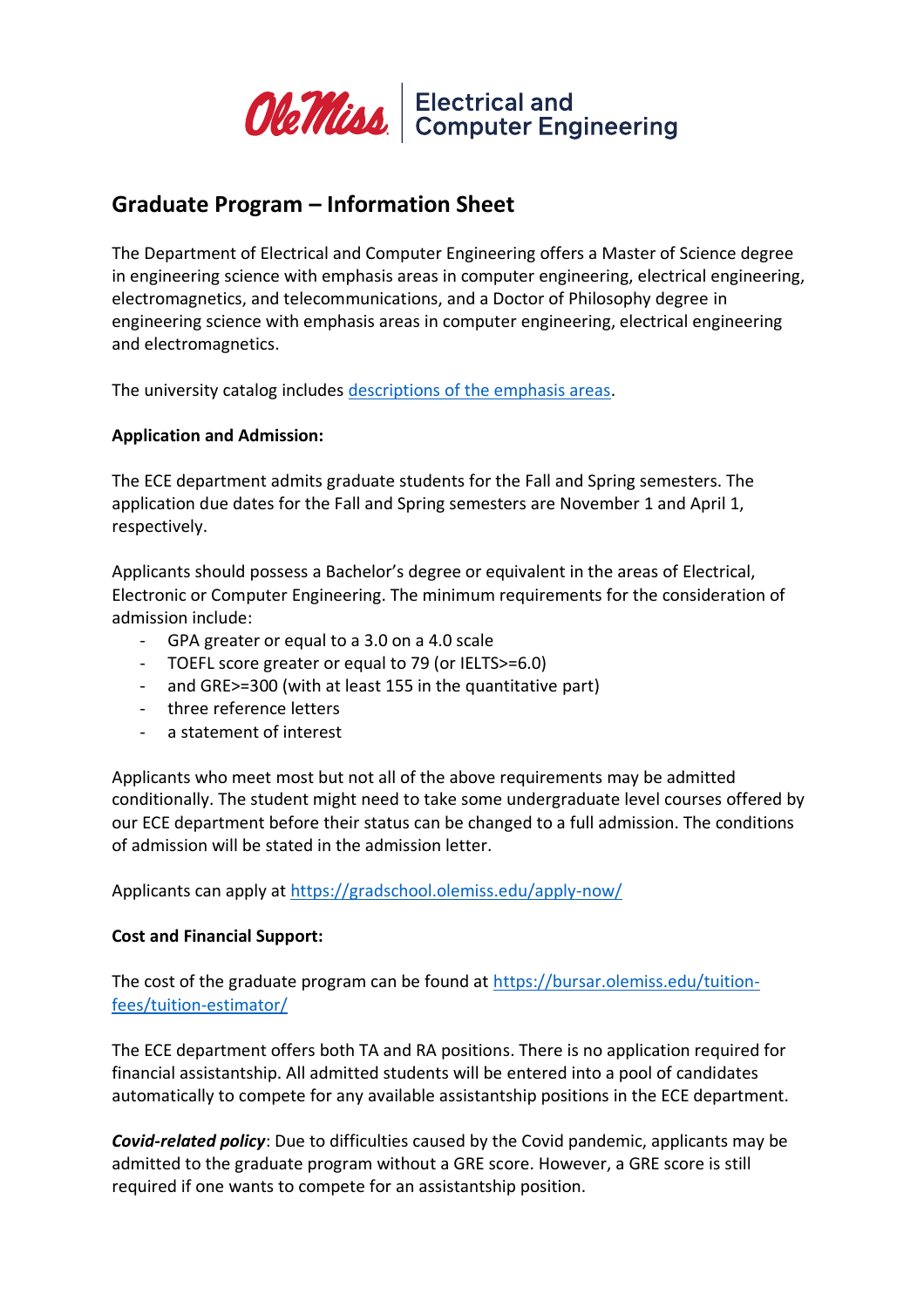Ole Miss | Electrical and Computer Engineering

## Graduate Program – Information Sheet

The Department of Electrical and Computer Engineering offers a Master of Science degree in engineering science with emphasis areas in computer engineering, electrical engineering, electromagnetics, and telecommunications, and a Doctor of Philosophy degree in engineering science with emphasis areas in computer engineering, electrical engineering and electromagnetics.

The university catalog includes [descriptions of the emphasis areas](descriptions of the emphasis areas).

**Application and Admission:**

The ECE department admits graduate students for the Fall and Spring semesters. The application due dates for the Fall and Spring semesters are November 1 and April 1, respectively.

Applicants should possess a Bachelor's degree or equivalent in the areas of Electrical, Electronic or Computer Engineering. The minimum requirements for the consideration of admission include:

- GPA greater or equal to a 3.0 on a 4.0 scale
- TOEFL score greater or equal to 79 (or IELTS>=6.0)
- and GRE>=300 (with at least 155 in the quantitative part)
- three reference letters
- a statement of interest

Applicants who meet most but not all of the above requirements may be admitted conditionally. The student might need to take some undergraduate level courses offered by our ECE department before their status can be changed to a full admission. The conditions of admission will be stated in the admission letter.

Applicants can apply at https://gradschool.olemiss.edu/apply-now/

**Cost and Financial Support:**

The cost of the graduate program can be found at https://bursar.olemiss.edu/tuition-fees/tuition-estimator/

The ECE department offers both TA and RA positions. There is no application required for financial assistantship. All admitted students will be entered into a pool of candidates automatically to compete for any available assistantship positions in the ECE department.

***Covid-related policy***: Due to difficulties caused by the Covid pandemic, applicants may be admitted to the graduate program without a GRE score. However, a GRE score is still required if one wants to compete for an assistantship position.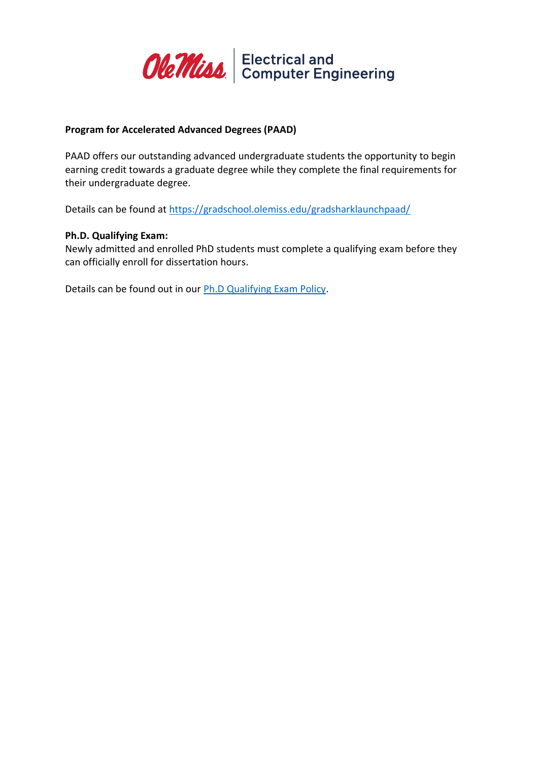**Program for Accelerated Advanced Degrees (PAAD)**

PAAD offers our outstanding advanced undergraduate students the opportunity to begin earning credit towards a graduate degree while they complete the final requirements for their undergraduate degree.

Details can be found at https://gradschool.olemiss.edu/gradsharklaunchpaad/

**Ph.D. Qualifying Exam:**
Newly admitted and enrolled PhD students must complete a qualifying exam before they can officially enroll for dissertation hours.

Details can be found out in our Ph.D Qualifying Exam Policy.